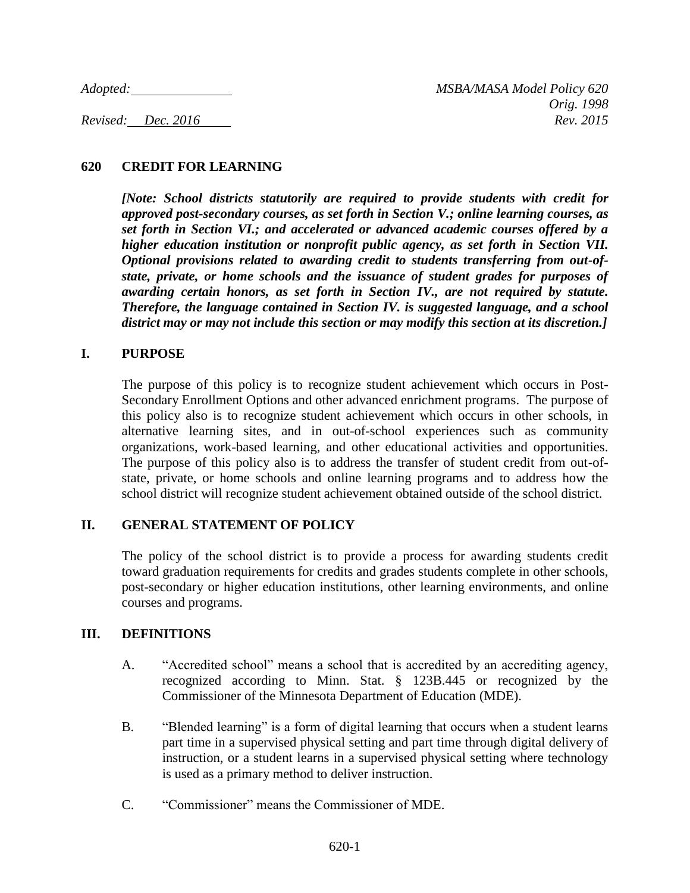Adopted: _______________ MSBA/MASA Model Policy 620
Orig. 1998
Revised: Dec. 2016 Rev. 2015

# 620 CREDIT FOR LEARNING

***[Note: School districts statutorily are required to provide students with credit for approved post-secondary courses, as set forth in Section V.; online learning courses, as set forth in Section VI.; and accelerated or advanced academic courses offered by a higher education institution or nonprofit public agency, as set forth in Section VII. Optional provisions related to awarding credit to students transferring from out-of-state, private, or home schools and the issuance of student grades for purposes of awarding certain honors, as set forth in Section IV., are not required by statute. Therefore, the language contained in Section IV. is suggested language, and a school district may or may not include this section or may modify this section at its discretion.]***

## I. PURPOSE

The purpose of this policy is to recognize student achievement which occurs in Post-Secondary Enrollment Options and other advanced enrichment programs. The purpose of this policy also is to recognize student achievement which occurs in other schools, in alternative learning sites, and in out-of-school experiences such as community organizations, work-based learning, and other educational activities and opportunities. The purpose of this policy also is to address the transfer of student credit from out-of-state, private, or home schools and online learning programs and to address how the school district will recognize student achievement obtained outside of the school district.

## II. GENERAL STATEMENT OF POLICY

The policy of the school district is to provide a process for awarding students credit toward graduation requirements for credits and grades students complete in other schools, post-secondary or higher education institutions, other learning environments, and online courses and programs.

## III. DEFINITIONS

A. "Accredited school" means a school that is accredited by an accrediting agency, recognized according to Minn. Stat. § 123B.445 or recognized by the Commissioner of the Minnesota Department of Education (MDE).

B. "Blended learning" is a form of digital learning that occurs when a student learns part time in a supervised physical setting and part time through digital delivery of instruction, or a student learns in a supervised physical setting where technology is used as a primary method to deliver instruction.

C. "Commissioner" means the Commissioner of MDE.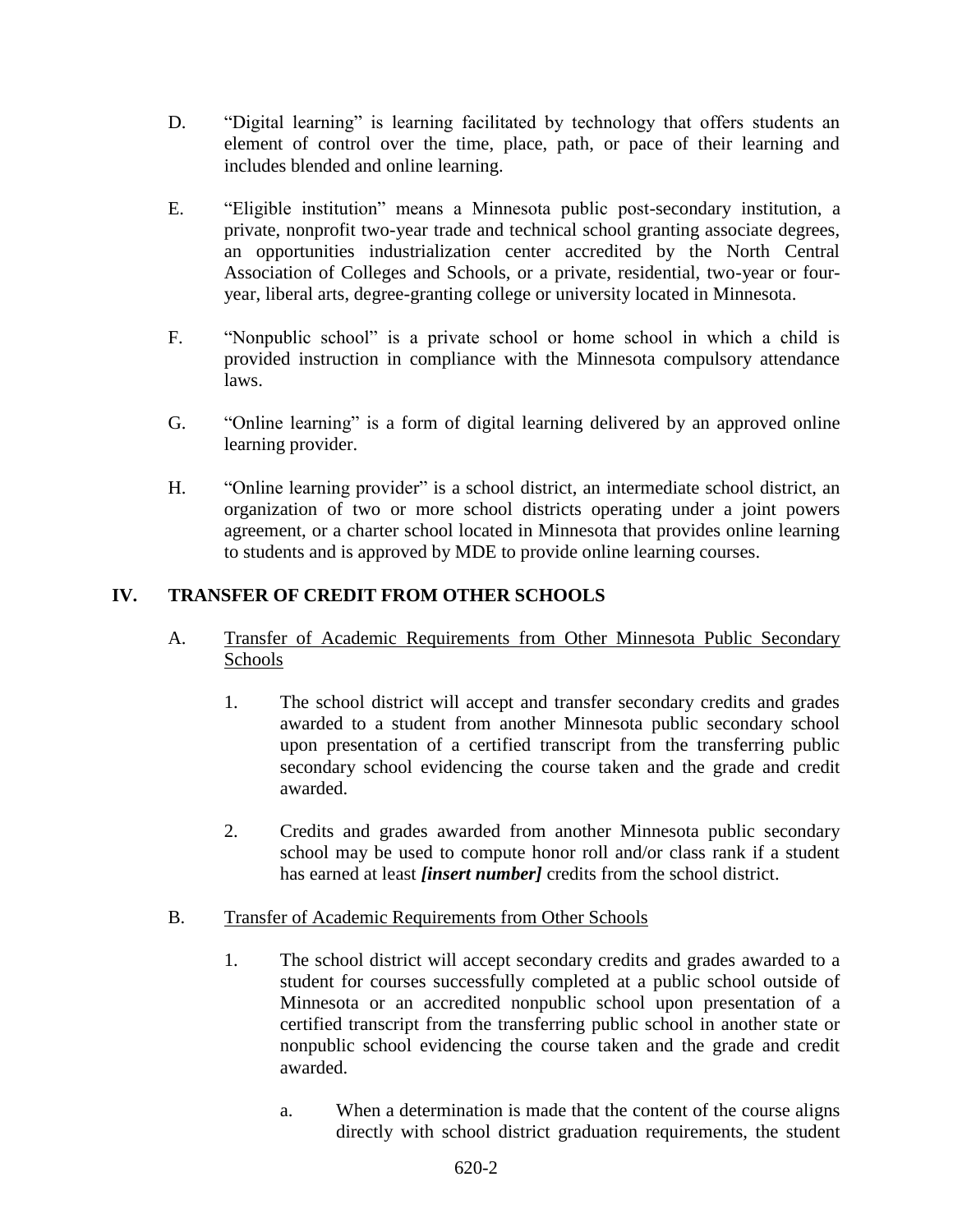D. "Digital learning" is learning facilitated by technology that offers students an element of control over the time, place, path, or pace of their learning and includes blended and online learning.

E. "Eligible institution" means a Minnesota public post-secondary institution, a private, nonprofit two-year trade and technical school granting associate degrees, an opportunities industrialization center accredited by the North Central Association of Colleges and Schools, or a private, residential, two-year or four-year, liberal arts, degree-granting college or university located in Minnesota.

F. "Nonpublic school" is a private school or home school in which a child is provided instruction in compliance with the Minnesota compulsory attendance laws.

G. "Online learning" is a form of digital learning delivered by an approved online learning provider.

H. "Online learning provider" is a school district, an intermediate school district, an organization of two or more school districts operating under a joint powers agreement, or a charter school located in Minnesota that provides online learning to students and is approved by MDE to provide online learning courses.

## IV. TRANSFER OF CREDIT FROM OTHER SCHOOLS

A. Transfer of Academic Requirements from Other Minnesota Public Secondary Schools

1. The school district will accept and transfer secondary credits and grades awarded to a student from another Minnesota public secondary school upon presentation of a certified transcript from the transferring public secondary school evidencing the course taken and the grade and credit awarded.

2. Credits and grades awarded from another Minnesota public secondary school may be used to compute honor roll and/or class rank if a student has earned at least ***[insert number]*** credits from the school district.

B. Transfer of Academic Requirements from Other Schools

1. The school district will accept secondary credits and grades awarded to a student for courses successfully completed at a public school outside of Minnesota or an accredited nonpublic school upon presentation of a certified transcript from the transferring public school in another state or nonpublic school evidencing the course taken and the grade and credit awarded.

   a. When a determination is made that the content of the course aligns directly with school district graduation requirements, the student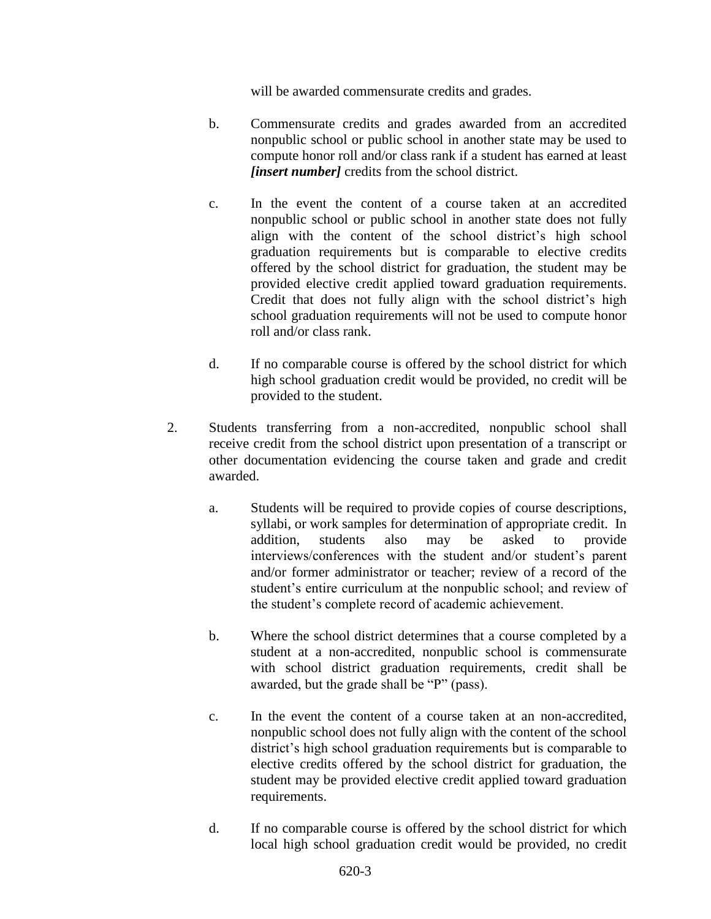will be awarded commensurate credits and grades.

b. Commensurate credits and grades awarded from an accredited nonpublic school or public school in another state may be used to compute honor roll and/or class rank if a student has earned at least ***[insert number]*** credits from the school district.

c. In the event the content of a course taken at an accredited nonpublic school or public school in another state does not fully align with the content of the school district's high school graduation requirements but is comparable to elective credits offered by the school district for graduation, the student may be provided elective credit applied toward graduation requirements. Credit that does not fully align with the school district's high school graduation requirements will not be used to compute honor roll and/or class rank.

d. If no comparable course is offered by the school district for which high school graduation credit would be provided, no credit will be provided to the student.

2. Students transferring from a non-accredited, nonpublic school shall receive credit from the school district upon presentation of a transcript or other documentation evidencing the course taken and grade and credit awarded.

   a. Students will be required to provide copies of course descriptions, syllabi, or work samples for determination of appropriate credit. In addition, students also may be asked to provide interviews/conferences with the student and/or student's parent and/or former administrator or teacher; review of a record of the student's entire curriculum at the nonpublic school; and review of the student's complete record of academic achievement.

   b. Where the school district determines that a course completed by a student at a non-accredited, nonpublic school is commensurate with school district graduation requirements, credit shall be awarded, but the grade shall be "P" (pass).

   c. In the event the content of a course taken at an non-accredited, nonpublic school does not fully align with the content of the school district's high school graduation requirements but is comparable to elective credits offered by the school district for graduation, the student may be provided elective credit applied toward graduation requirements.

   d. If no comparable course is offered by the school district for which local high school graduation credit would be provided, no credit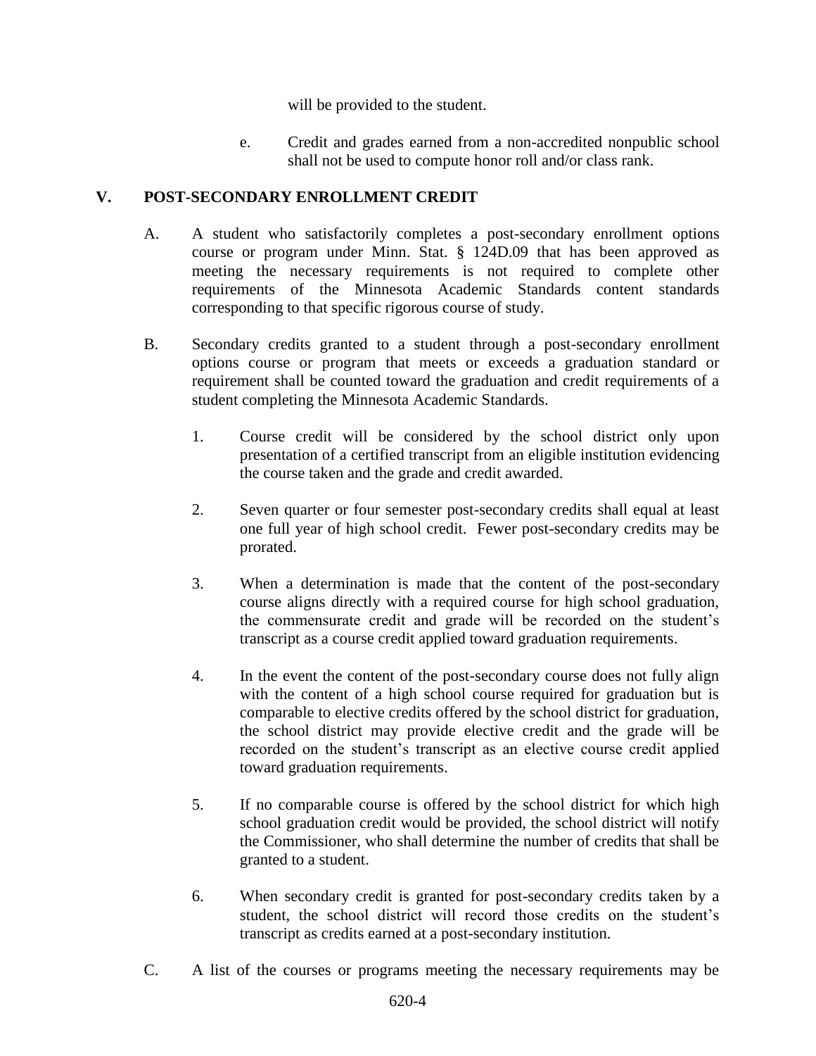will be provided to the student.

e. Credit and grades earned from a non-accredited nonpublic school shall not be used to compute honor roll and/or class rank.

## V. POST-SECONDARY ENROLLMENT CREDIT

A. A student who satisfactorily completes a post-secondary enrollment options course or program under Minn. Stat. § 124D.09 that has been approved as meeting the necessary requirements is not required to complete other requirements of the Minnesota Academic Standards content standards corresponding to that specific rigorous course of study.

B. Secondary credits granted to a student through a post-secondary enrollment options course or program that meets or exceeds a graduation standard or requirement shall be counted toward the graduation and credit requirements of a student completing the Minnesota Academic Standards.

1. Course credit will be considered by the school district only upon presentation of a certified transcript from an eligible institution evidencing the course taken and the grade and credit awarded.

2. Seven quarter or four semester post-secondary credits shall equal at least one full year of high school credit. Fewer post-secondary credits may be prorated.

3. When a determination is made that the content of the post-secondary course aligns directly with a required course for high school graduation, the commensurate credit and grade will be recorded on the student's transcript as a course credit applied toward graduation requirements.

4. In the event the content of the post-secondary course does not fully align with the content of a high school course required for graduation but is comparable to elective credits offered by the school district for graduation, the school district may provide elective credit and the grade will be recorded on the student's transcript as an elective course credit applied toward graduation requirements.

5. If no comparable course is offered by the school district for which high school graduation credit would be provided, the school district will notify the Commissioner, who shall determine the number of credits that shall be granted to a student.

6. When secondary credit is granted for post-secondary credits taken by a student, the school district will record those credits on the student's transcript as credits earned at a post-secondary institution.

C. A list of the courses or programs meeting the necessary requirements may be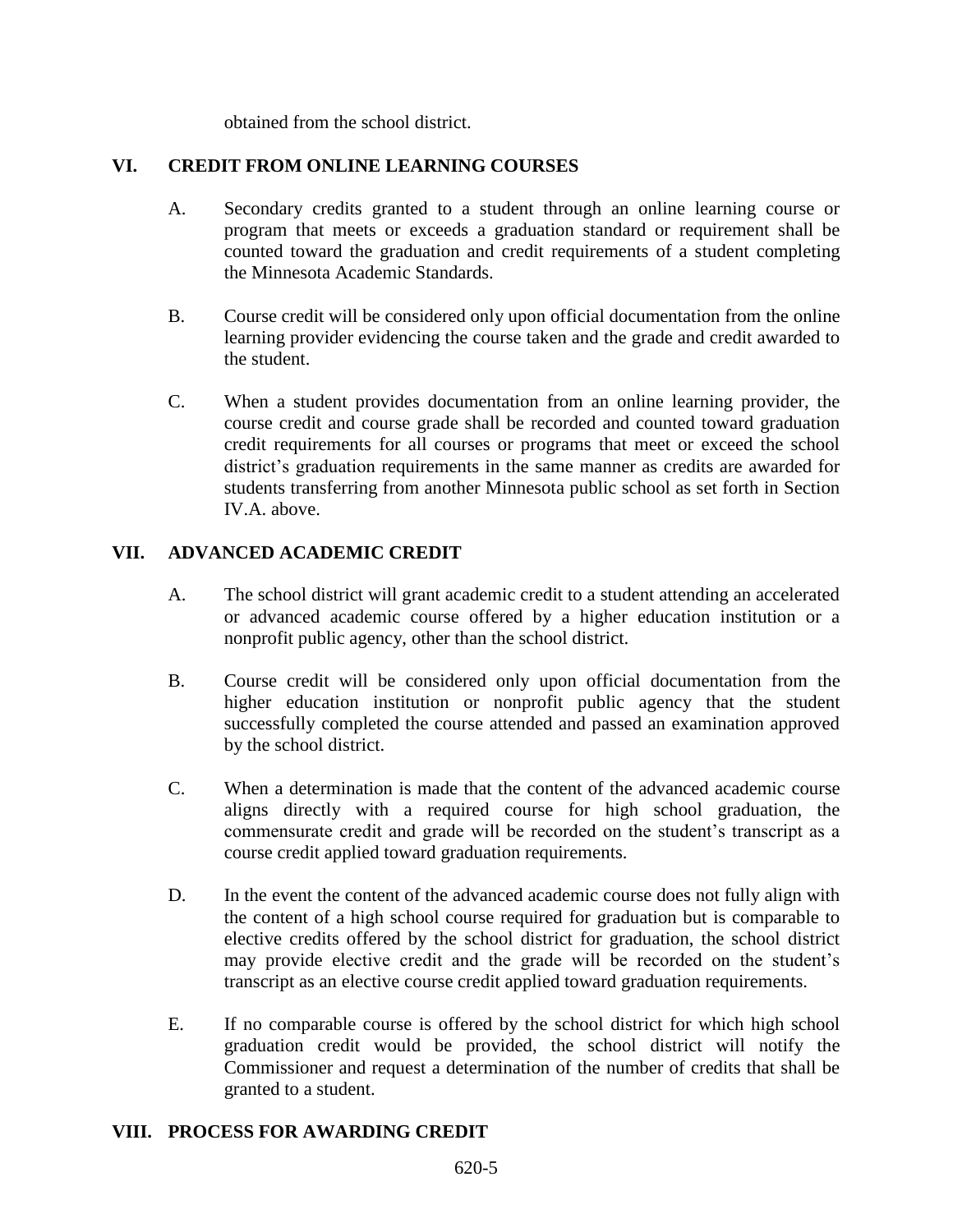obtained from the school district.

## VI. CREDIT FROM ONLINE LEARNING COURSES

A. Secondary credits granted to a student through an online learning course or program that meets or exceeds a graduation standard or requirement shall be counted toward the graduation and credit requirements of a student completing the Minnesota Academic Standards.

B. Course credit will be considered only upon official documentation from the online learning provider evidencing the course taken and the grade and credit awarded to the student.

C. When a student provides documentation from an online learning provider, the course credit and course grade shall be recorded and counted toward graduation credit requirements for all courses or programs that meet or exceed the school district's graduation requirements in the same manner as credits are awarded for students transferring from another Minnesota public school as set forth in Section IV.A. above.

## VII. ADVANCED ACADEMIC CREDIT

A. The school district will grant academic credit to a student attending an accelerated or advanced academic course offered by a higher education institution or a nonprofit public agency, other than the school district.

B. Course credit will be considered only upon official documentation from the higher education institution or nonprofit public agency that the student successfully completed the course attended and passed an examination approved by the school district.

C. When a determination is made that the content of the advanced academic course aligns directly with a required course for high school graduation, the commensurate credit and grade will be recorded on the student's transcript as a course credit applied toward graduation requirements.

D. In the event the content of the advanced academic course does not fully align with the content of a high school course required for graduation but is comparable to elective credits offered by the school district for graduation, the school district may provide elective credit and the grade will be recorded on the student's transcript as an elective course credit applied toward graduation requirements.

E. If no comparable course is offered by the school district for which high school graduation credit would be provided, the school district will notify the Commissioner and request a determination of the number of credits that shall be granted to a student.

## VIII. PROCESS FOR AWARDING CREDIT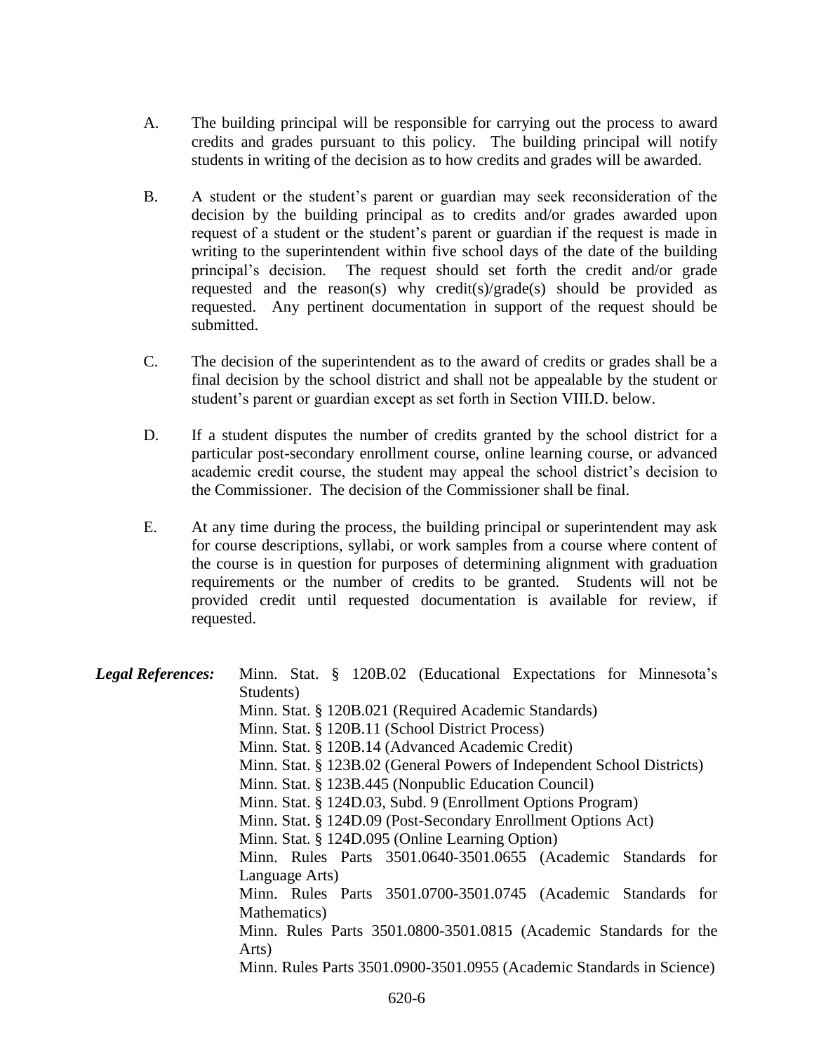A. The building principal will be responsible for carrying out the process to award credits and grades pursuant to this policy. The building principal will notify students in writing of the decision as to how credits and grades will be awarded.

B. A student or the student's parent or guardian may seek reconsideration of the decision by the building principal as to credits and/or grades awarded upon request of a student or the student's parent or guardian if the request is made in writing to the superintendent within five school days of the date of the building principal's decision. The request should set forth the credit and/or grade requested and the reason(s) why credit(s)/grade(s) should be provided as requested. Any pertinent documentation in support of the request should be submitted.

C. The decision of the superintendent as to the award of credits or grades shall be a final decision by the school district and shall not be appealable by the student or student's parent or guardian except as set forth in Section VIII.D. below.

D. If a student disputes the number of credits granted by the school district for a particular post-secondary enrollment course, online learning course, or advanced academic credit course, the student may appeal the school district's decision to the Commissioner. The decision of the Commissioner shall be final.

E. At any time during the process, the building principal or superintendent may ask for course descriptions, syllabi, or work samples from a course where content of the course is in question for purposes of determining alignment with graduation requirements or the number of credits to be granted. Students will not be provided credit until requested documentation is available for review, if requested.

***Legal References:***

Minn. Stat. § 120B.02 (Educational Expectations for Minnesota's Students)
Minn. Stat. § 120B.021 (Required Academic Standards)
Minn. Stat. § 120B.11 (School District Process)
Minn. Stat. § 120B.14 (Advanced Academic Credit)
Minn. Stat. § 123B.02 (General Powers of Independent School Districts)
Minn. Stat. § 123B.445 (Nonpublic Education Council)
Minn. Stat. § 124D.03, Subd. 9 (Enrollment Options Program)
Minn. Stat. § 124D.09 (Post-Secondary Enrollment Options Act)
Minn. Stat. § 124D.095 (Online Learning Option)
Minn. Rules Parts 3501.0640-3501.0655 (Academic Standards for Language Arts)
Minn. Rules Parts 3501.0700-3501.0745 (Academic Standards for Mathematics)
Minn. Rules Parts 3501.0800-3501.0815 (Academic Standards for the Arts)
Minn. Rules Parts 3501.0900-3501.0955 (Academic Standards in Science)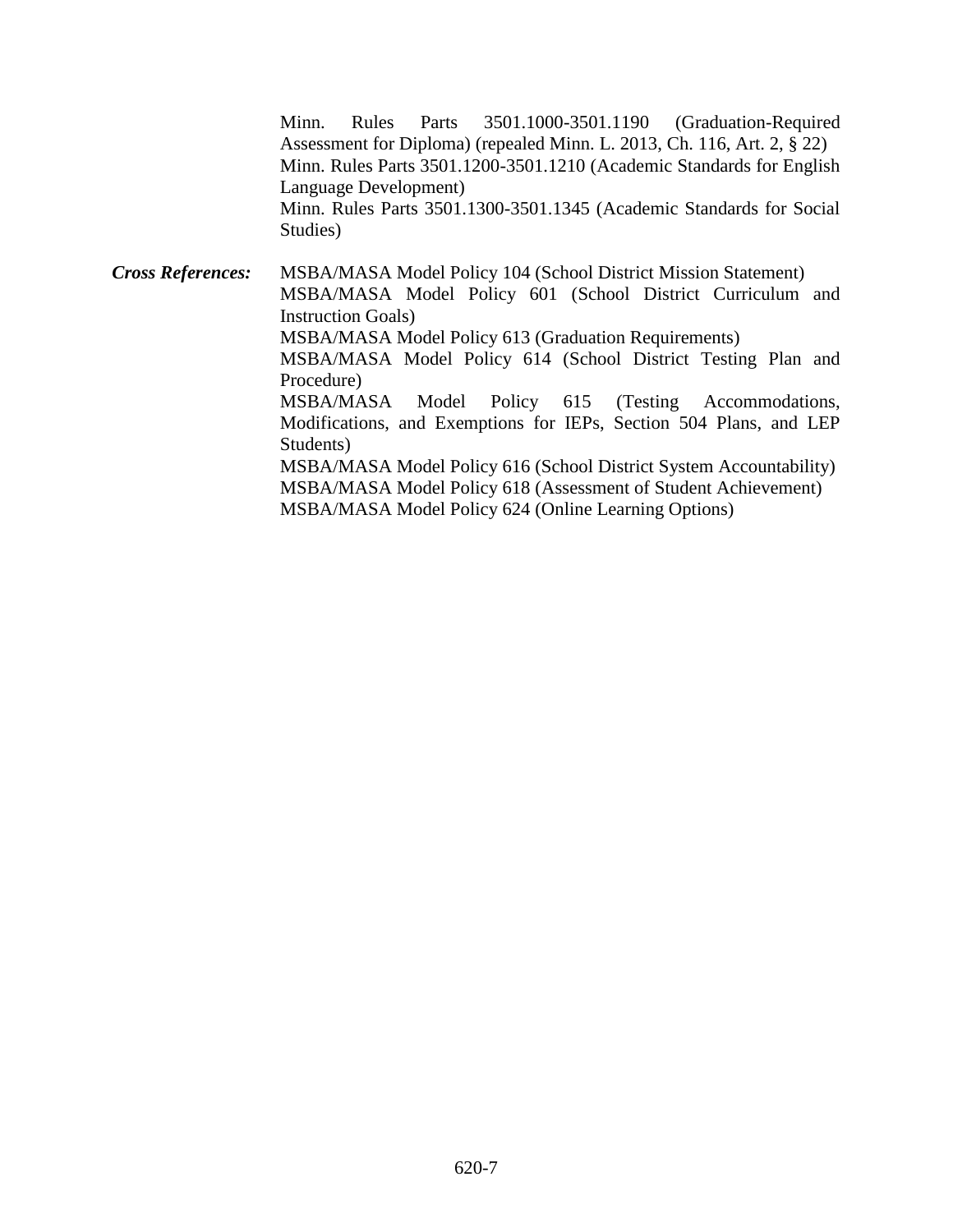Minn. Rules Parts 3501.1000-3501.1190 (Graduation-Required Assessment for Diploma) (repealed Minn. L. 2013, Ch. 116, Art. 2, § 22)
Minn. Rules Parts 3501.1200-3501.1210 (Academic Standards for English Language Development)
Minn. Rules Parts 3501.1300-3501.1345 (Academic Standards for Social Studies)

***Cross References:*** MSBA/MASA Model Policy 104 (School District Mission Statement)
MSBA/MASA Model Policy 601 (School District Curriculum and Instruction Goals)
MSBA/MASA Model Policy 613 (Graduation Requirements)
MSBA/MASA Model Policy 614 (School District Testing Plan and Procedure)
MSBA/MASA Model Policy 615 (Testing Accommodations, Modifications, and Exemptions for IEPs, Section 504 Plans, and LEP Students)
MSBA/MASA Model Policy 616 (School District System Accountability)
MSBA/MASA Model Policy 618 (Assessment of Student Achievement)
MSBA/MASA Model Policy 624 (Online Learning Options)